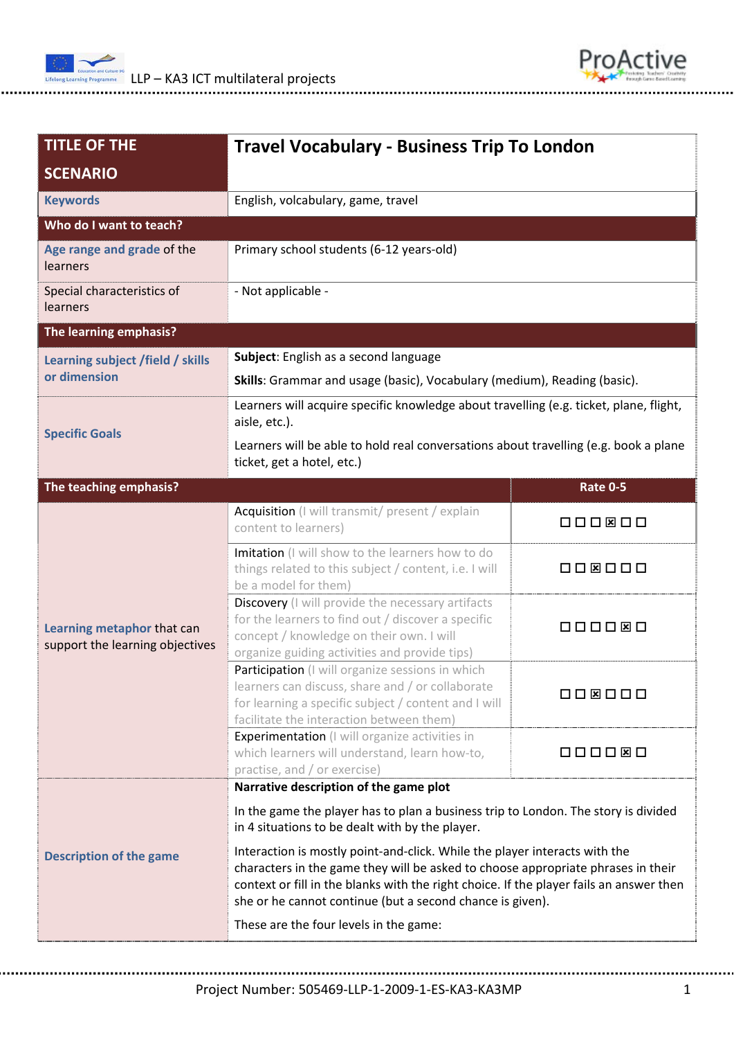| TITLE OF THE SCENARIO | Travel Vocabulary - Business Trip To London | |
|---|---|---|
| **Keywords** | English, volcabulary, game, travel | |
| **Who do I want to teach?** | | |
| **Age range and grade** of the learners | Primary school students (6-12 years-old) | |
| Special characteristics of learners | - Not applicable - | |
| **The learning emphasis?** | | |
| **Learning subject /field / skills or dimension** | **Subject**: English as a second language<br><br>**Skills**: Grammar and usage (basic), Vocabulary (medium), Reading (basic). | |
| **Specific Goals** | Learners will acquire specific knowledge about travelling (e.g. ticket, plane, flight, aisle, etc.).<br><br>Learners will be able to hold real conversations about travelling (e.g. book a plane ticket, get a hotel, etc.) | |
| **The teaching emphasis?** | | **Rate 0-5** |
| **Learning metaphor** that can support the learning objectives | Acquisition (I will transmit/ present / explain content to learners) | ☐ ☐ ☐ ☒ ☐ ☐ |
| | Imitation (I will show to the learners how to do things related to this subject / content, i.e. I will be a model for them) | ☐ ☐ ☒ ☐ ☐ ☐ |
| | Discovery (I will provide the necessary artifacts for the learners to find out / discover a specific concept / knowledge on their own. I will organize guiding activities and provide tips) | ☐ ☐ ☐ ☐ ☒ ☐ |
| | Participation (I will organize sessions in which learners can discuss, share and / or collaborate for learning a specific subject / content and I will facilitate the interaction between them) | ☐ ☐ ☒ ☐ ☐ ☐ |
| | Experimentation (I will organize activities in which learners will understand, learn how-to, practise, and / or exercise) | ☐ ☐ ☐ ☐ ☒ ☐ |
| **Description of the game** | **Narrative description of the game plot**<br><br>In the game the player has to plan a business trip to London. The story is divided in 4 situations to be dealt with by the player.<br><br>Interaction is mostly point-and-click. While the player interacts with the characters in the game they will be asked to choose appropriate phrases in their context or fill in the blanks with the right choice. If the player fails an answer then she or he cannot continue (but a second chance is given).<br><br>These are the four levels in the game: | |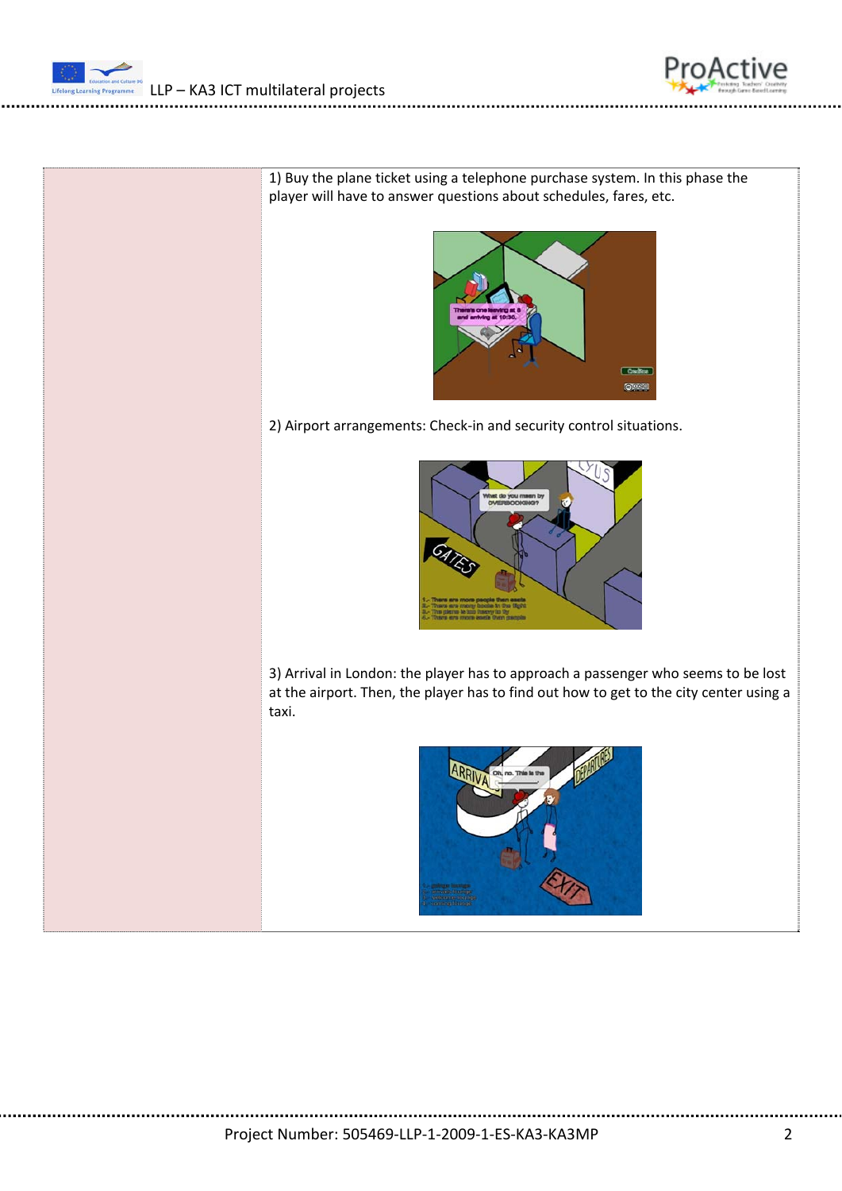1) Buy the plane ticket using a telephone purchase system. In this phase the player will have to answer questions about schedules, fares, etc.

2) Airport arrangements: Check-in and security control situations.

3) Arrival in London: the player has to approach a passenger who seems to be lost at the airport. Then, the player has to find out how to get to the city center using a taxi.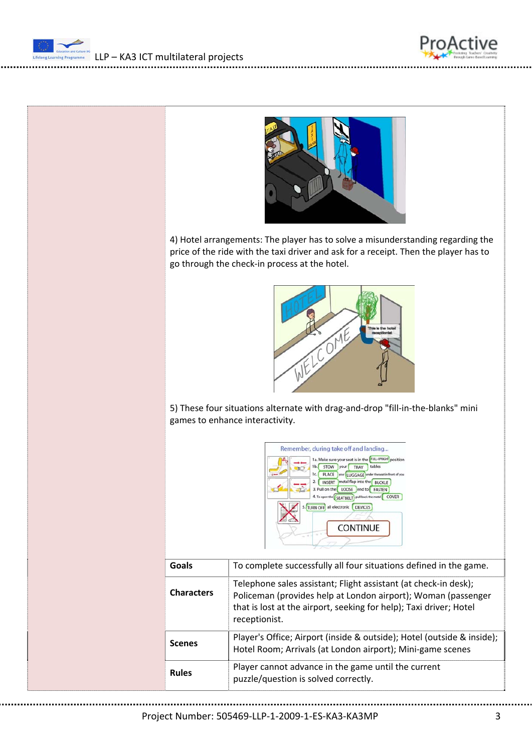4) Hotel arrangements: The player has to solve a misunderstanding regarding the price of the ride with the taxi driver and ask for a receipt. Then the player has to go through the check-in process at the hotel.

5) These four situations alternate with drag-and-drop "fill-in-the-blanks" mini games to enhance interactivity.

| | |
|---|---|
| **Goals** | To complete successfully all four situations defined in the game. |
| **Characters** | Telephone sales assistant; Flight assistant (at check-in desk); Policeman (provides help at London airport); Woman (passenger that is lost at the airport, seeking for help); Taxi driver; Hotel receptionist. |
| **Scenes** | Player's Office; Airport (inside & outside); Hotel (outside & inside); Hotel Room; Arrivals (at London airport); Mini-game scenes |
| **Rules** | Player cannot advance in the game until the current puzzle/question is solved correctly. |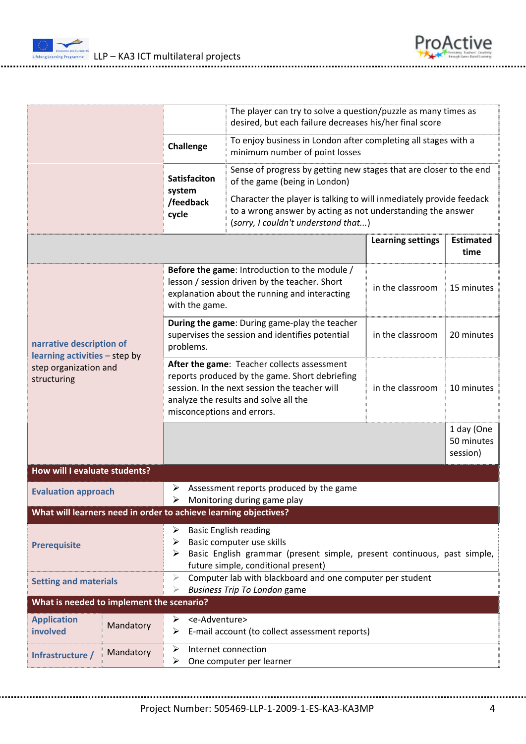| | | | | |
|---|---|---|---|---|
| | | The player can try to solve a question/puzzle as many times as desired, but each failure decreases his/her final score | | |
| | **Challenge** | To enjoy business in London after completing all stages with a minimum number of point losses | | |
| | **Satisfaciton system /feedback cycle** | Sense of progress by getting new stages that are closer to the end of the game (being in London)<br>Character the player is talking to will inmediately provide feedack to a wrong answer by acting as not understanding the answer (*sorry, I couldn't understand that...*) | | |
| | | | **Learning settings** | **Estimated time** |
| **narrative description of learning activities** – step by step organization and structuring | **Before the game**: Introduction to the module / lesson / session driven by the teacher. Short explanation about the running and interacting with the game. | | in the classroom | 15 minutes |
| | **During the game**: During game-play the teacher supervises the session and identifies potential problems. | | in the classroom | 20 minutes |
| | **After the game**: Teacher collects assessment reports produced by the game. Short debriefing session. In the next session the teacher will analyze the results and solve all the misconceptions and errors. | | in the classroom | 10 minutes |
| | | | | 1 day (One 50 minutes session) |
| **How will I evaluate students?** | | | | |
| **Evaluation approach** | ➢ Assessment reports produced by the game<br>➢ Monitoring during game play | | | |
| **What will learners need in order to achieve learning objectives?** | | | | |
| **Prerequisite** | ➢ Basic English reading<br>➢ Basic computer use skills<br>➢ Basic English grammar (present simple, present continuous, past simple, future simple, conditional present) | | | |
| **Setting and materials** | ➢ Computer lab with blackboard and one computer per student<br>➢ *Business Trip To London* game | | | |
| **What is needed to implement the scenario?** | | | | |
| **Application involved** | Mandatory | ➢ <e-Adventure><br>➢ E-mail account (to collect assessment reports) | | |
| **Infrastructure /** | Mandatory | ➢ Internet connection<br>➢ One computer per learner | | |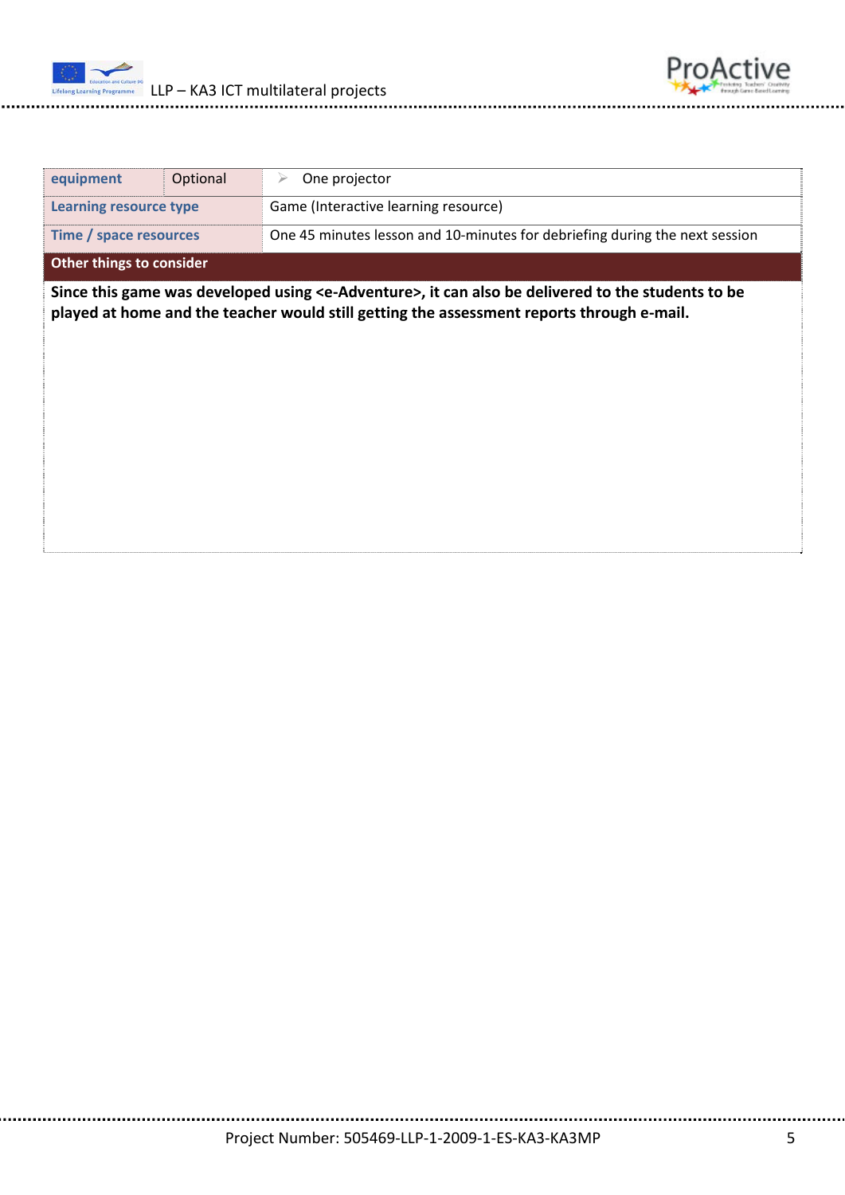| | | |
|---|---|---|
| **equipment** | Optional | ➢ One projector |
| **Learning resource type** | | Game (Interactive learning resource) |
| **Time / space resources** | | One 45 minutes lesson and 10-minutes for debriefing during the next session |

**Other things to consider**

**Since this game was developed using <e-Adventure>, it can also be delivered to the students to be played at home and the teacher would still getting the assessment reports through e-mail.**